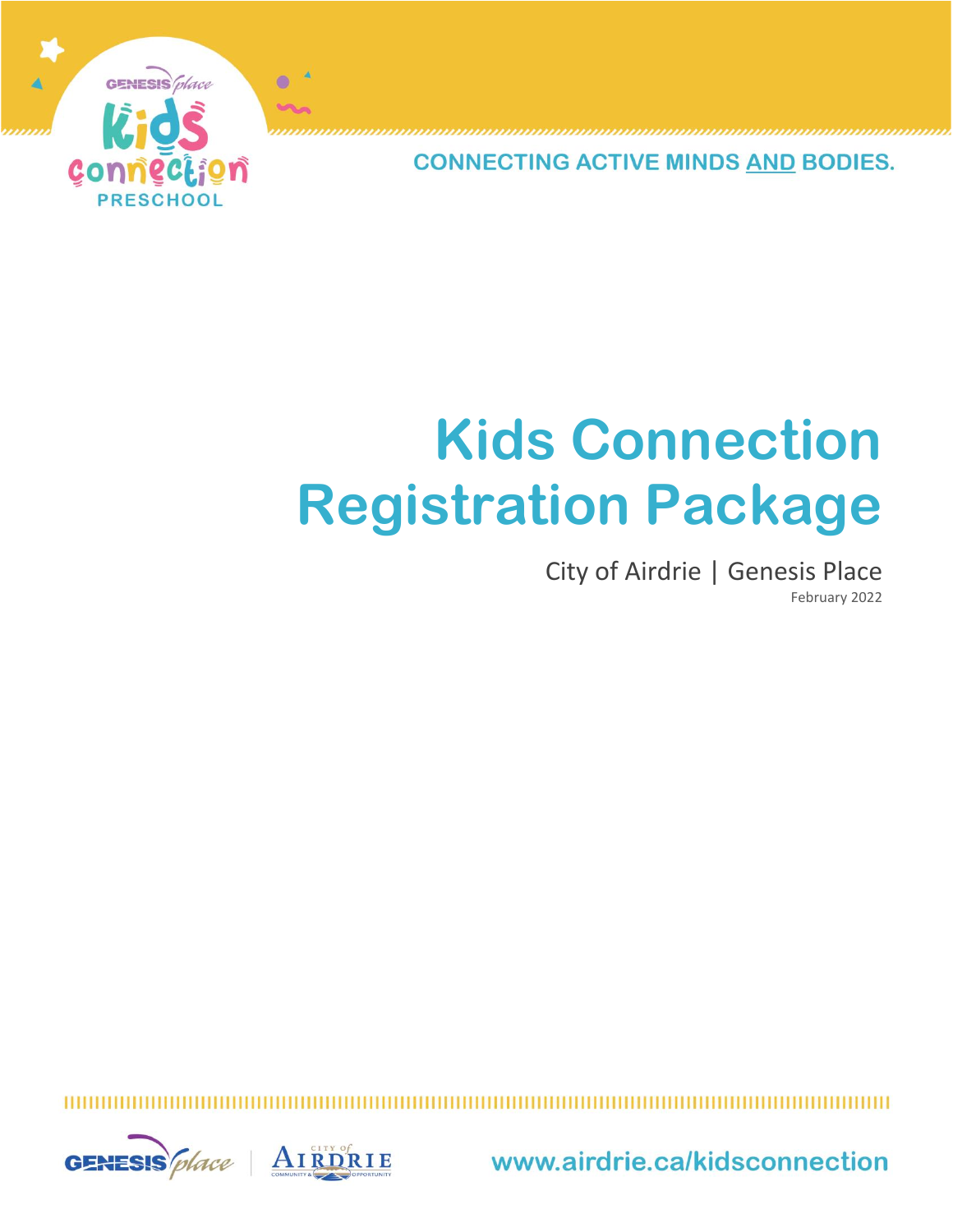CONNECTING ACTIVE MINDS AND BODIES.

# Kids Connection Registration Package

City of Airdrie | Genesis Place

February 2022

www.airdrie.ca/kidsconnection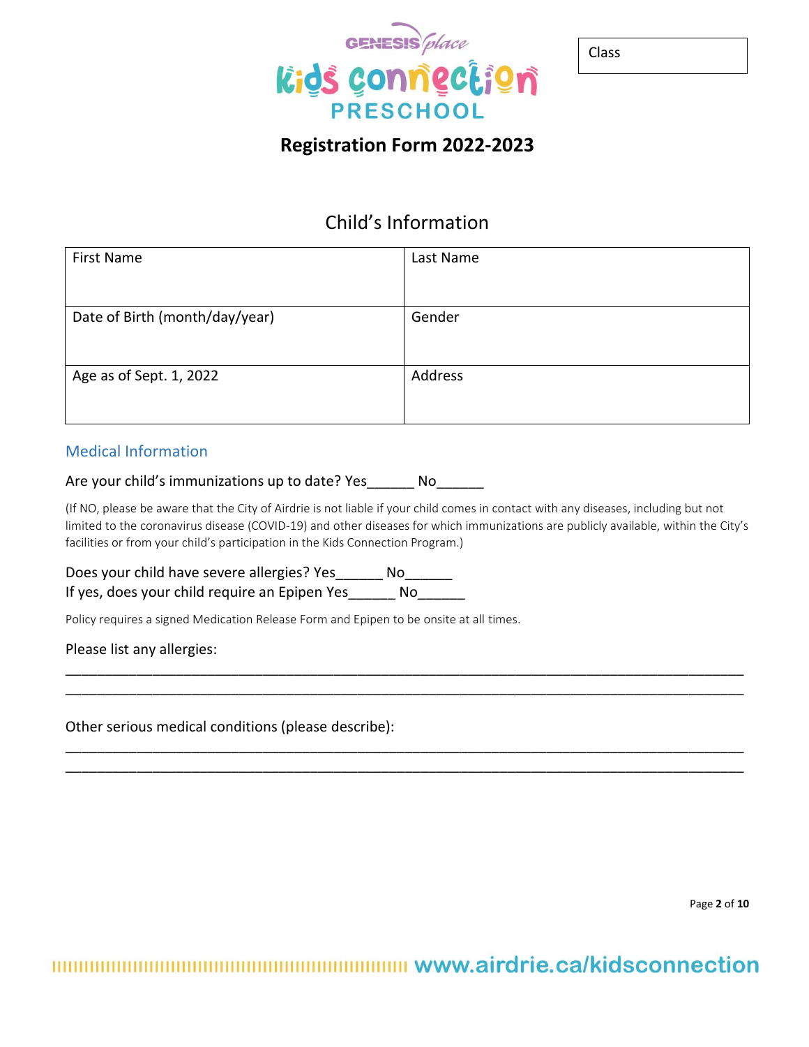Genesis Place

Kids Connection

PRESCHOOL

| Class |
|---|
| |

# Registration Form 2022-2023

## Child's Information

| First Name | Last Name |
|---|---|
| Date of Birth (month/day/year) | Gender |
| Age as of Sept. 1, 2022 | Address |

### Medical Information

Are your child's immunizations up to date? Yes______ No______

(If NO, please be aware that the City of Airdrie is not liable if your child comes in contact with any diseases, including but not limited to the coronavirus disease (COVID-19) and other diseases for which immunizations are publicly available, within the City's facilities or from your child's participation in the Kids Connection Program.)

Does your child have severe allergies? Yes______ No______
If yes, does your child require an Epipen Yes______ No______

Policy requires a signed Medication Release Form and Epipen to be onsite at all times.

Please list any allergies:

_____________________________________________________________________________________
_____________________________________________________________________________________

Other serious medical conditions (please describe):

_____________________________________________________________________________________
_____________________________________________________________________________________

www.airdrie.ca/kidsconnection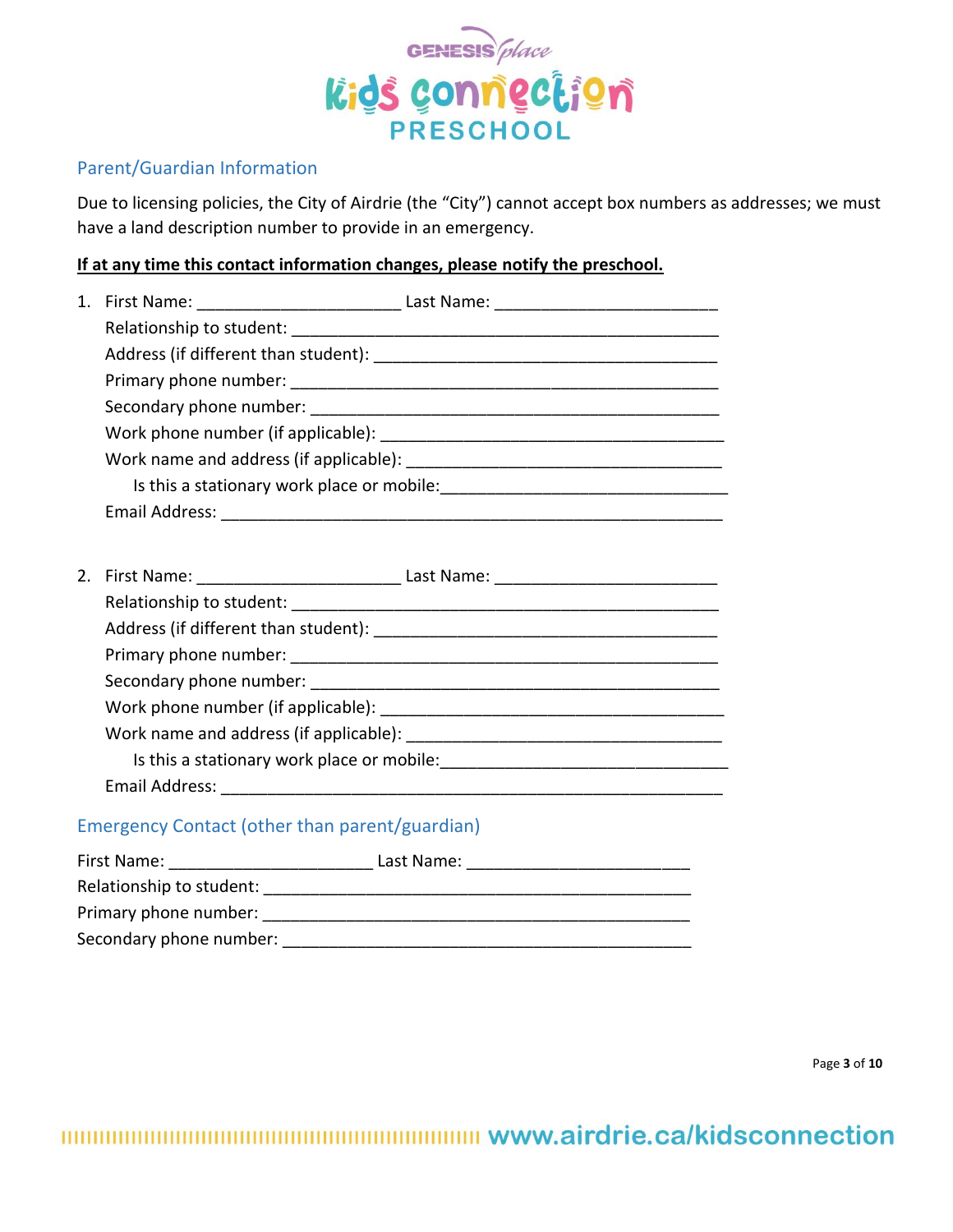## Parent/Guardian Information

Due to licensing policies, the City of Airdrie (the "City") cannot accept box numbers as addresses; we must have a land description number to provide in an emergency.

**If at any time this contact information changes, please notify the preschool.**

1. First Name: ______________________ Last Name: ________________________
   Relationship to student: ______________________________________________
   Address (if different than student): ____________________________________
   Primary phone number: _______________________________________________
   Secondary phone number: _____________________________________________
   Work phone number (if applicable): _____________________________________
   Work name and address (if applicable): __________________________________
      Is this a stationary work place or mobile:_______________________________
   Email Address: _______________________________________________________

2. First Name: ______________________ Last Name: ________________________
   Relationship to student: ______________________________________________
   Address (if different than student): ____________________________________
   Primary phone number: _______________________________________________
   Secondary phone number: _____________________________________________
   Work phone number (if applicable): _____________________________________
   Work name and address (if applicable): __________________________________
      Is this a stationary work place or mobile:_______________________________
   Email Address: _______________________________________________________

## Emergency Contact (other than parent/guardian)

First Name: ______________________ Last Name: ________________________
Relationship to student: ______________________________________________
Primary phone number: _______________________________________________
Secondary phone number: _____________________________________________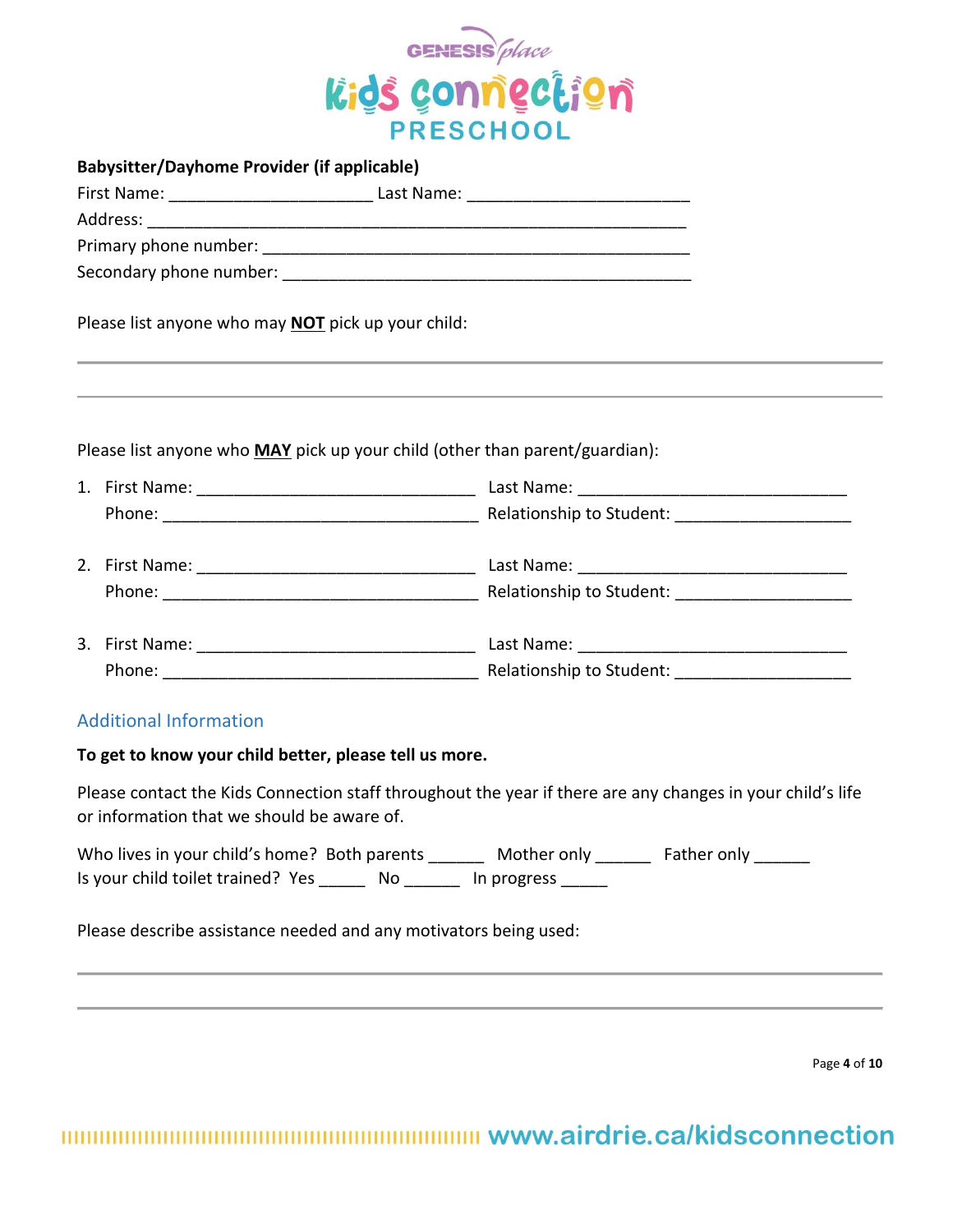**Babysitter/Dayhome Provider (if applicable)**

First Name: ______________________ Last Name: ________________________

Address: ___________________________________________________________

Primary phone number: ______________________________________________

Secondary phone number: ____________________________________________

Please list anyone who may **NOT** pick up your child:

___

___

Please list anyone who **MAY** pick up your child (other than parent/guardian):

1. First Name: ______________________________ Last Name: _____________________________
   Phone: __________________________________ Relationship to Student: ___________________

2. First Name: ______________________________ Last Name: _____________________________
   Phone: __________________________________ Relationship to Student: ___________________

3. First Name: ______________________________ Last Name: _____________________________
   Phone: __________________________________ Relationship to Student: ___________________

## Additional Information

**To get to know your child better, please tell us more.**

Please contact the Kids Connection staff throughout the year if there are any changes in your child's life or information that we should be aware of.

Who lives in your child's home? Both parents ______ Mother only ______ Father only ______

Is your child toilet trained? Yes _____ No ______ In progress _____

Please describe assistance needed and any motivators being used:

___

___

www.airdrie.ca/kidsconnection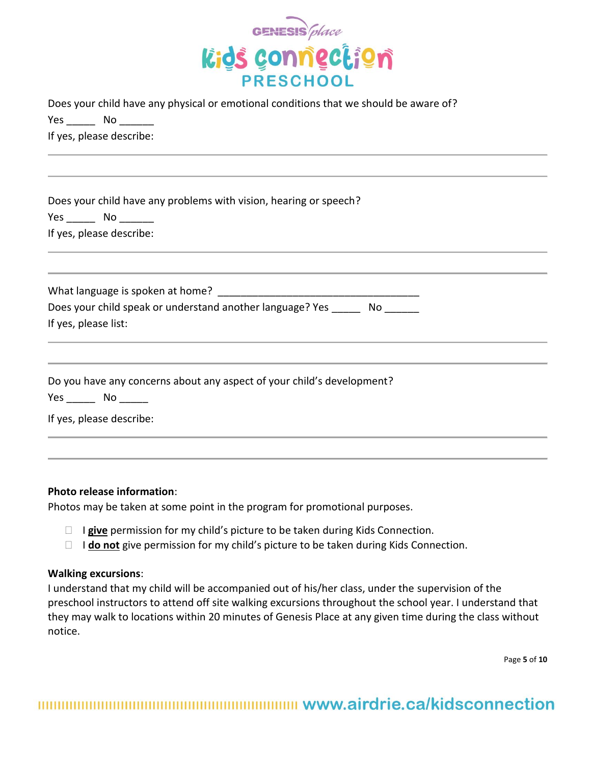Does your child have any physical or emotional conditions that we should be aware of?

Yes _____ No ______

If yes, please describe:

---

---

Does your child have any problems with vision, hearing or speech?

Yes _____ No ______

If yes, please describe:

---

---

What language is spoken at home? ___________________________________

Does your child speak or understand another language? Yes _____ No ______

If yes, please list:

---

---

Do you have any concerns about any aspect of your child's development?

Yes _____ No _____

If yes, please describe:

---

---

**Photo release information**:

Photos may be taken at some point in the program for promotional purposes.

- ☐ I **give** permission for my child's picture to be taken during Kids Connection.
- ☐ I **do not** give permission for my child's picture to be taken during Kids Connection.

**Walking excursions**:

I understand that my child will be accompanied out of his/her class, under the supervision of the preschool instructors to attend off site walking excursions throughout the school year. I understand that they may walk to locations within 20 minutes of Genesis Place at any given time during the class without notice.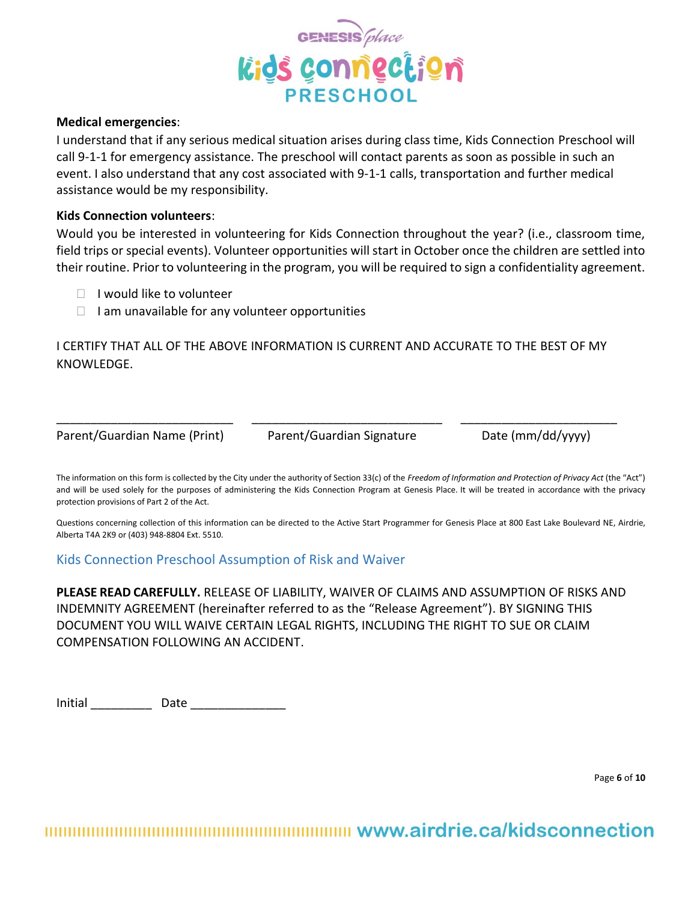**Medical emergencies**:

I understand that if any serious medical situation arises during class time, Kids Connection Preschool will call 9-1-1 for emergency assistance. The preschool will contact parents as soon as possible in such an event. I also understand that any cost associated with 9-1-1 calls, transportation and further medical assistance would be my responsibility.

**Kids Connection volunteers**:

Would you be interested in volunteering for Kids Connection throughout the year? (i.e., classroom time, field trips or special events). Volunteer opportunities will start in October once the children are settled into their routine. Prior to volunteering in the program, you will be required to sign a confidentiality agreement.

- ☐ I would like to volunteer
- ☐ I am unavailable for any volunteer opportunities

I CERTIFY THAT ALL OF THE ABOVE INFORMATION IS CURRENT AND ACCURATE TO THE BEST OF MY KNOWLEDGE.

| ___________________________ | ___________________________ | ___________________________ |
|---|---|---|
| Parent/Guardian Name (Print) | Parent/Guardian Signature | Date (mm/dd/yyyy) |

The information on this form is collected by the City under the authority of Section 33(c) of the *Freedom of Information and Protection of Privacy Act* (the "Act") and will be used solely for the purposes of administering the Kids Connection Program at Genesis Place. It will be treated in accordance with the privacy protection provisions of Part 2 of the Act.

Questions concerning collection of this information can be directed to the Active Start Programmer for Genesis Place at 800 East Lake Boulevard NE, Airdrie, Alberta T4A 2K9 or (403) 948-8804 Ext. 5510.

## Kids Connection Preschool Assumption of Risk and Waiver

**PLEASE READ CAREFULLY.** RELEASE OF LIABILITY, WAIVER OF CLAIMS AND ASSUMPTION OF RISKS AND INDEMNITY AGREEMENT (hereinafter referred to as the "Release Agreement"). BY SIGNING THIS DOCUMENT YOU WILL WAIVE CERTAIN LEGAL RIGHTS, INCLUDING THE RIGHT TO SUE OR CLAIM COMPENSATION FOLLOWING AN ACCIDENT.

Initial _________ Date ______________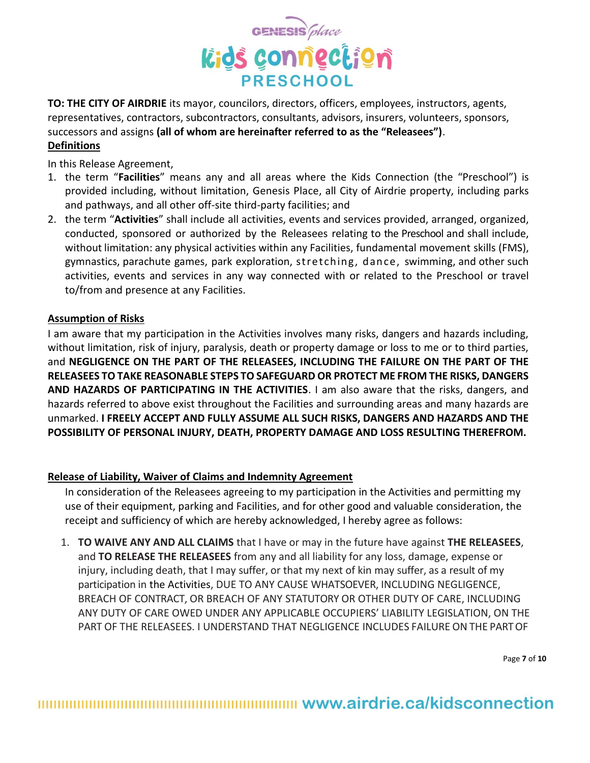**TO: THE CITY OF AIRDRIE** its mayor, councilors, directors, officers, employees, instructors, agents, representatives, contractors, subcontractors, consultants, advisors, insurers, volunteers, sponsors, successors and assigns **(all of whom are hereinafter referred to as the "Releasees")**.

**Definitions**

In this Release Agreement,

1. the term "**Facilities**" means any and all areas where the Kids Connection (the "Preschool") is provided including, without limitation, Genesis Place, all City of Airdrie property, including parks and pathways, and all other off-site third-party facilities; and
2. the term "**Activities**" shall include all activities, events and services provided, arranged, organized, conducted, sponsored or authorized by the Releasees relating to the Preschool and shall include, without limitation: any physical activities within any Facilities, fundamental movement skills (FMS), gymnastics, parachute games, park exploration, stretching, dance, swimming, and other such activities, events and services in any way connected with or related to the Preschool or travel to/from and presence at any Facilities.

**Assumption of Risks**

I am aware that my participation in the Activities involves many risks, dangers and hazards including, without limitation, risk of injury, paralysis, death or property damage or loss to me or to third parties, and **NEGLIGENCE ON THE PART OF THE RELEASEES, INCLUDING THE FAILURE ON THE PART OF THE RELEASEES TO TAKE REASONABLE STEPS TO SAFEGUARD OR PROTECT ME FROM THE RISKS, DANGERS AND HAZARDS OF PARTICIPATING IN THE ACTIVITIES**. I am also aware that the risks, dangers, and hazards referred to above exist throughout the Facilities and surrounding areas and many hazards are unmarked. **I FREELY ACCEPT AND FULLY ASSUME ALL SUCH RISKS, DANGERS AND HAZARDS AND THE POSSIBILITY OF PERSONAL INJURY, DEATH, PROPERTY DAMAGE AND LOSS RESULTING THEREFROM.**

**Release of Liability, Waiver of Claims and Indemnity Agreement**

In consideration of the Releasees agreeing to my participation in the Activities and permitting my use of their equipment, parking and Facilities, and for other good and valuable consideration, the receipt and sufficiency of which are hereby acknowledged, I hereby agree as follows:

1. **TO WAIVE ANY AND ALL CLAIMS** that I have or may in the future have against **THE RELEASEES**, and **TO RELEASE THE RELEASEES** from any and all liability for any loss, damage, expense or injury, including death, that I may suffer, or that my next of kin may suffer, as a result of my participation in the Activities, DUE TO ANY CAUSE WHATSOEVER, INCLUDING NEGLIGENCE, BREACH OF CONTRACT, OR BREACH OF ANY STATUTORY OR OTHER DUTY OF CARE, INCLUDING ANY DUTY OF CARE OWED UNDER ANY APPLICABLE OCCUPIERS' LIABILITY LEGISLATION, ON THE PART OF THE RELEASEES. I UNDERSTAND THAT NEGLIGENCE INCLUDES FAILURE ON THE PART OF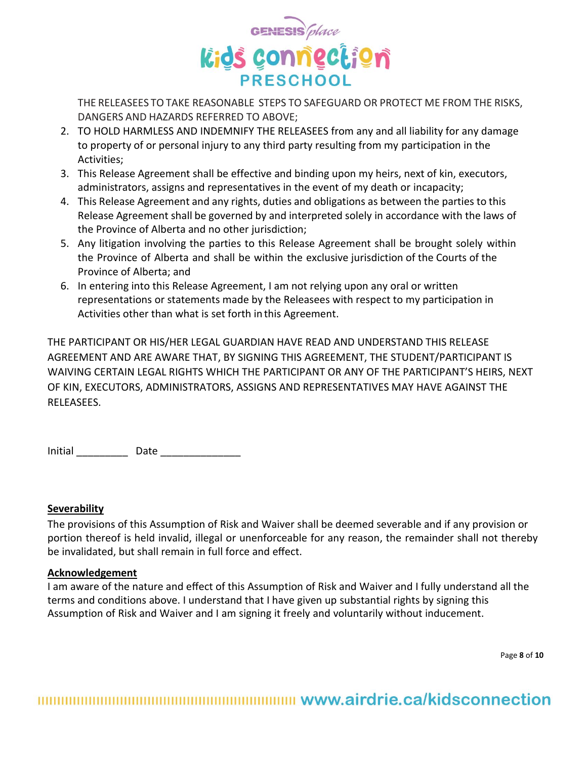THE RELEASEES TO TAKE REASONABLE STEPS TO SAFEGUARD OR PROTECT ME FROM THE RISKS, DANGERS AND HAZARDS REFERRED TO ABOVE;

2. TO HOLD HARMLESS AND INDEMNIFY THE RELEASEES from any and all liability for any damage to property of or personal injury to any third party resulting from my participation in the Activities;
3. This Release Agreement shall be effective and binding upon my heirs, next of kin, executors, administrators, assigns and representatives in the event of my death or incapacity;
4. This Release Agreement and any rights, duties and obligations as between the parties to this Release Agreement shall be governed by and interpreted solely in accordance with the laws of the Province of Alberta and no other jurisdiction;
5. Any litigation involving the parties to this Release Agreement shall be brought solely within the Province of Alberta and shall be within the exclusive jurisdiction of the Courts of the Province of Alberta; and
6. In entering into this Release Agreement, I am not relying upon any oral or written representations or statements made by the Releasees with respect to my participation in Activities other than what is set forth in this Agreement.

THE PARTICIPANT OR HIS/HER LEGAL GUARDIAN HAVE READ AND UNDERSTAND THIS RELEASE AGREEMENT AND ARE AWARE THAT, BY SIGNING THIS AGREEMENT, THE STUDENT/PARTICIPANT IS WAIVING CERTAIN LEGAL RIGHTS WHICH THE PARTICIPANT OR ANY OF THE PARTICIPANT'S HEIRS, NEXT OF KIN, EXECUTORS, ADMINISTRATORS, ASSIGNS AND REPRESENTATIVES MAY HAVE AGAINST THE RELEASEES.

Initial _________ Date ______________

**Severability**

The provisions of this Assumption of Risk and Waiver shall be deemed severable and if any provision or portion thereof is held invalid, illegal or unenforceable for any reason, the remainder shall not thereby be invalidated, but shall remain in full force and effect.

**Acknowledgement**

I am aware of the nature and effect of this Assumption of Risk and Waiver and I fully understand all the terms and conditions above. I understand that I have given up substantial rights by signing this Assumption of Risk and Waiver and I am signing it freely and voluntarily without inducement.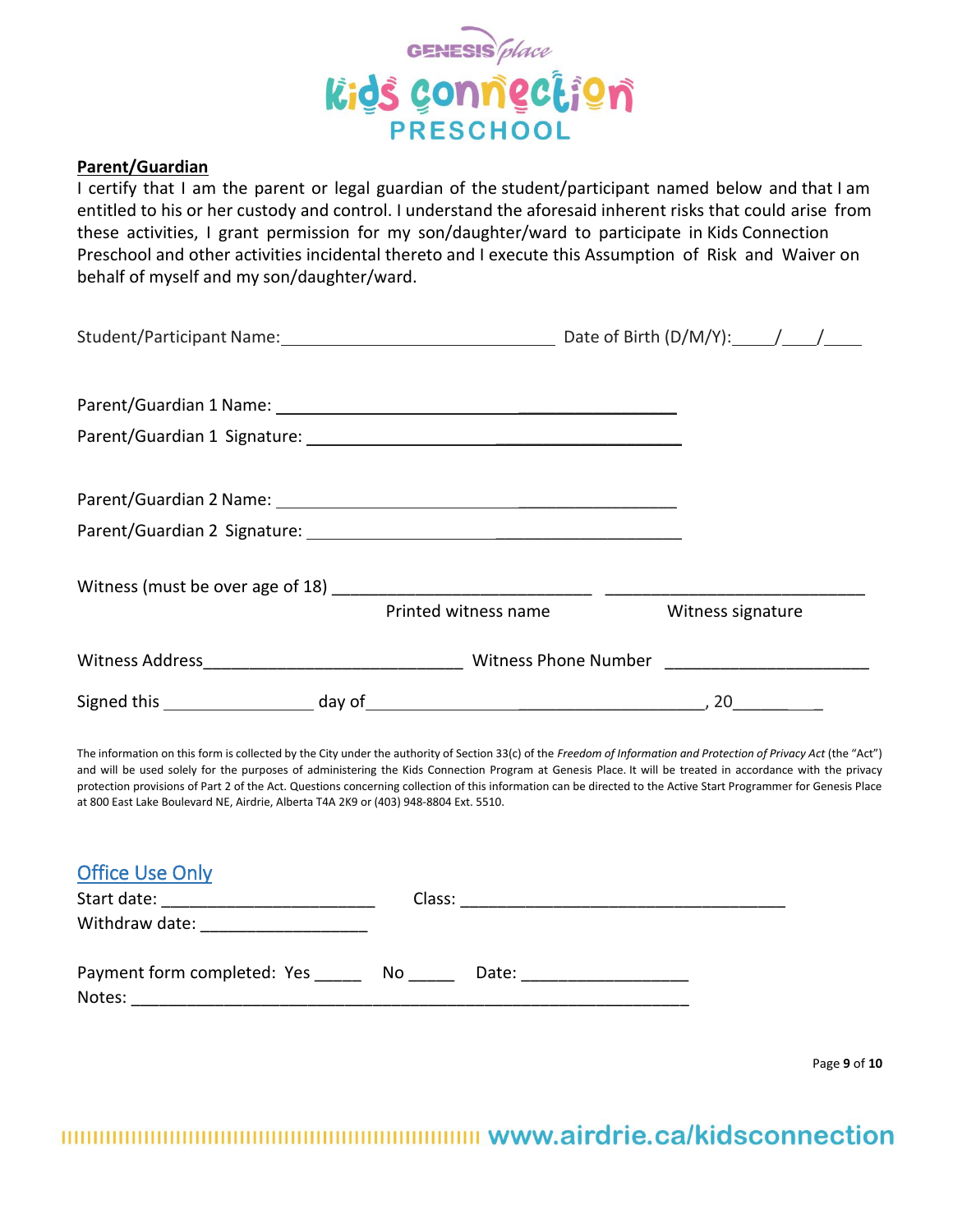**Parent/Guardian**

I certify that I am the parent or legal guardian of the student/participant named below and that I am entitled to his or her custody and control. I understand the aforesaid inherent risks that could arise from these activities, I grant permission for my son/daughter/ward to participate in Kids Connection Preschool and other activities incidental thereto and I execute this Assumption of Risk and Waiver on behalf of myself and my son/daughter/ward.

Student/Participant Name:_______________________________ Date of Birth (D/M/Y):____/____/____

Parent/Guardian 1 Name: ____________________________________________

Parent/Guardian 1 Signature: __________________________________________

Parent/Guardian 2 Name: ____________________________________________

Parent/Guardian 2 Signature: __________________________________________

Witness (must be over age of 18) ___________________________ ___________________________

Printed witness name Witness signature

Witness Address____________________________ Witness Phone Number _____________________

Signed this ________________ day of__________________________________________, 20________

The information on this form is collected by the City under the authority of Section 33(c) of the *Freedom of Information and Protection of Privacy Act* (the "Act") and will be used solely for the purposes of administering the Kids Connection Program at Genesis Place. It will be treated in accordance with the privacy protection provisions of Part 2 of the Act. Questions concerning collection of this information can be directed to the Active Start Programmer for Genesis Place at 800 East Lake Boulevard NE, Airdrie, Alberta T4A 2K9 or (403) 948-8804 Ext. 5510.

## Office Use Only

Start date: _______________________ Class: ___________________________________

Withdraw date: __________________

Payment form completed: Yes _____ No _____ Date: __________________

Notes: ____________________________________________________________

www.airdrie.ca/kidsconnection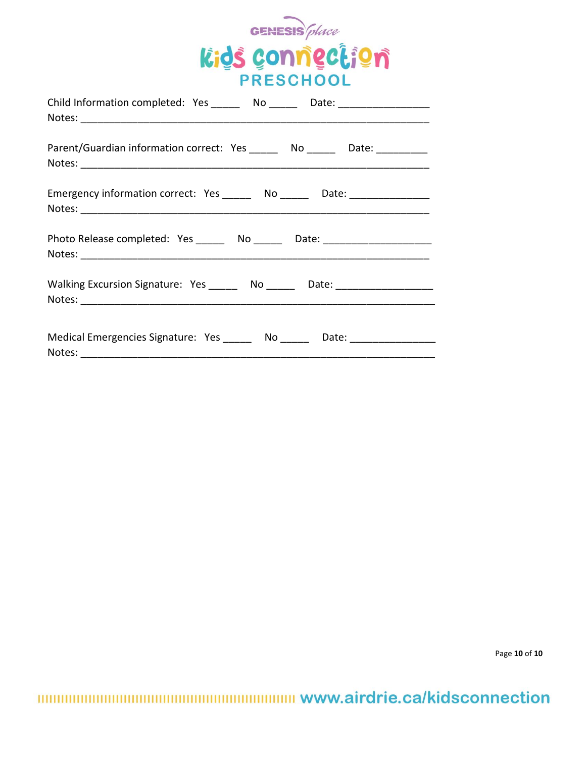Genesis Place Kids Connection Preschool

Child Information completed: Yes _____ No _____ Date: ________________
Notes: ______________________________________________________________

Parent/Guardian information correct: Yes _____ No _____ Date: _________
Notes: ______________________________________________________________

Emergency information correct: Yes _____ No _____ Date: ______________
Notes: ______________________________________________________________

Photo Release completed: Yes _____ No _____ Date: ___________________
Notes: ______________________________________________________________

Walking Excursion Signature: Yes _____ No _____ Date: _________________
Notes: _______________________________________________________________

Medical Emergencies Signature: Yes _____ No _____ Date: _______________
Notes: _______________________________________________________________

www.airdrie.ca/kidsconnection